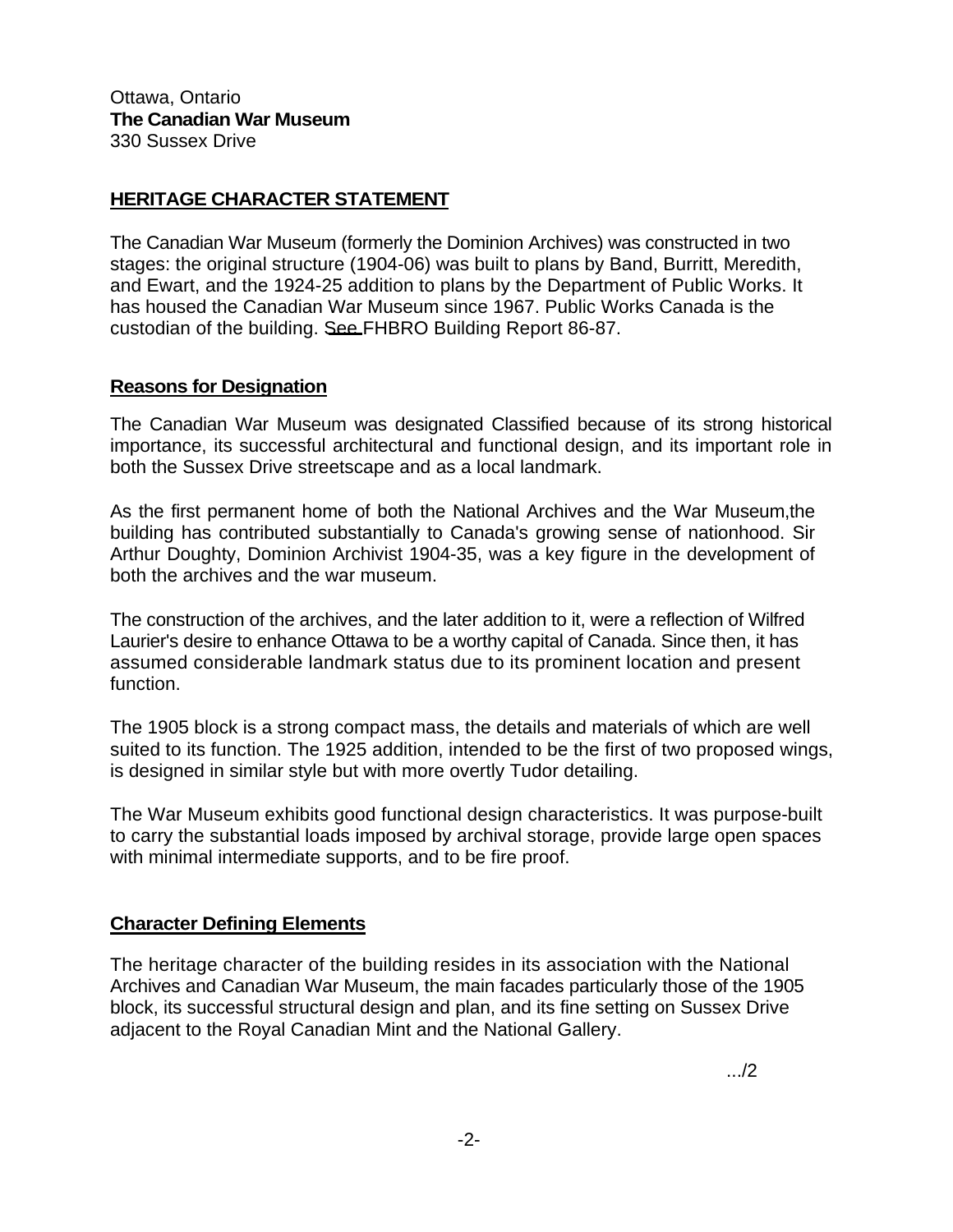Ottawa, Ontario
**The Canadian War Museum**
330 Sussex Drive

## HERITAGE CHARACTER STATEMENT

The Canadian War Museum (formerly the Dominion Archives) was constructed in two stages: the original structure (1904-06) was built to plans by Band, Burritt, Meredith, and Ewart, and the 1924-25 addition to plans by the Department of Public Works. It has housed the Canadian War Museum since 1967. Public Works Canada is the custodian of the building. See FHBRO Building Report 86-87.

### Reasons for Designation

The Canadian War Museum was designated Classified because of its strong historical importance, its successful architectural and functional design, and its important role in both the Sussex Drive streetscape and as a local landmark.

As the first permanent home of both the National Archives and the War Museum,the building has contributed substantially to Canada's growing sense of nationhood. Sir Arthur Doughty, Dominion Archivist 1904-35, was a key figure in the development of both the archives and the war museum.

The construction of the archives, and the later addition to it, were a reflection of Wilfred Laurier's desire to enhance Ottawa to be a worthy capital of Canada. Since then, it has assumed considerable landmark status due to its prominent location and present function.

The 1905 block is a strong compact mass, the details and materials of which are well suited to its function. The 1925 addition, intended to be the first of two proposed wings, is designed in similar style but with more overtly Tudor detailing.

The War Museum exhibits good functional design characteristics. It was purpose-built to carry the substantial loads imposed by archival storage, provide large open spaces with minimal intermediate supports, and to be fire proof.

### Character Defining Elements

The heritage character of the building resides in its association with the National Archives and Canadian War Museum, the main facades particularly those of the 1905 block, its successful structural design and plan, and its fine setting on Sussex Drive adjacent to the Royal Canadian Mint and the National Gallery.

.../2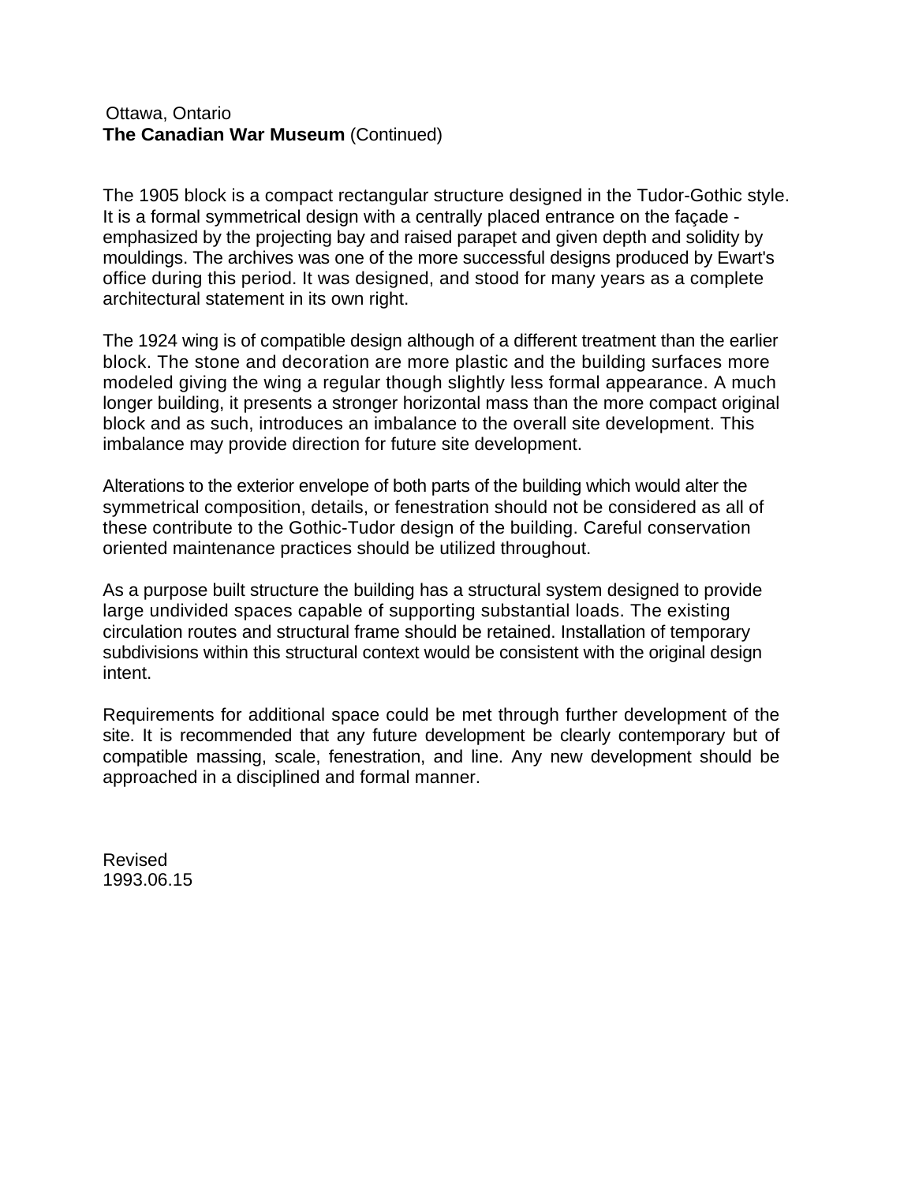Ottawa, Ontario

**The Canadian War Museum** (Continued)

The 1905 block is a compact rectangular structure designed in the Tudor-Gothic style. It is a formal symmetrical design with a centrally placed entrance on the façade - emphasized by the projecting bay and raised parapet and given depth and solidity by mouldings. The archives was one of the more successful designs produced by Ewart's office during this period. It was designed, and stood for many years as a complete architectural statement in its own right.

The 1924 wing is of compatible design although of a different treatment than the earlier block. The stone and decoration are more plastic and the building surfaces more modeled giving the wing a regular though slightly less formal appearance. A much longer building, it presents a stronger horizontal mass than the more compact original block and as such, introduces an imbalance to the overall site development. This imbalance may provide direction for future site development.

Alterations to the exterior envelope of both parts of the building which would alter the symmetrical composition, details, or fenestration should not be considered as all of these contribute to the Gothic-Tudor design of the building. Careful conservation oriented maintenance practices should be utilized throughout.

As a purpose built structure the building has a structural system designed to provide large undivided spaces capable of supporting substantial loads. The existing circulation routes and structural frame should be retained. Installation of temporary subdivisions within this structural context would be consistent with the original design intent.

Requirements for additional space could be met through further development of the site. It is recommended that any future development be clearly contemporary but of compatible massing, scale, fenestration, and line. Any new development should be approached in a disciplined and formal manner.

Revised
1993.06.15